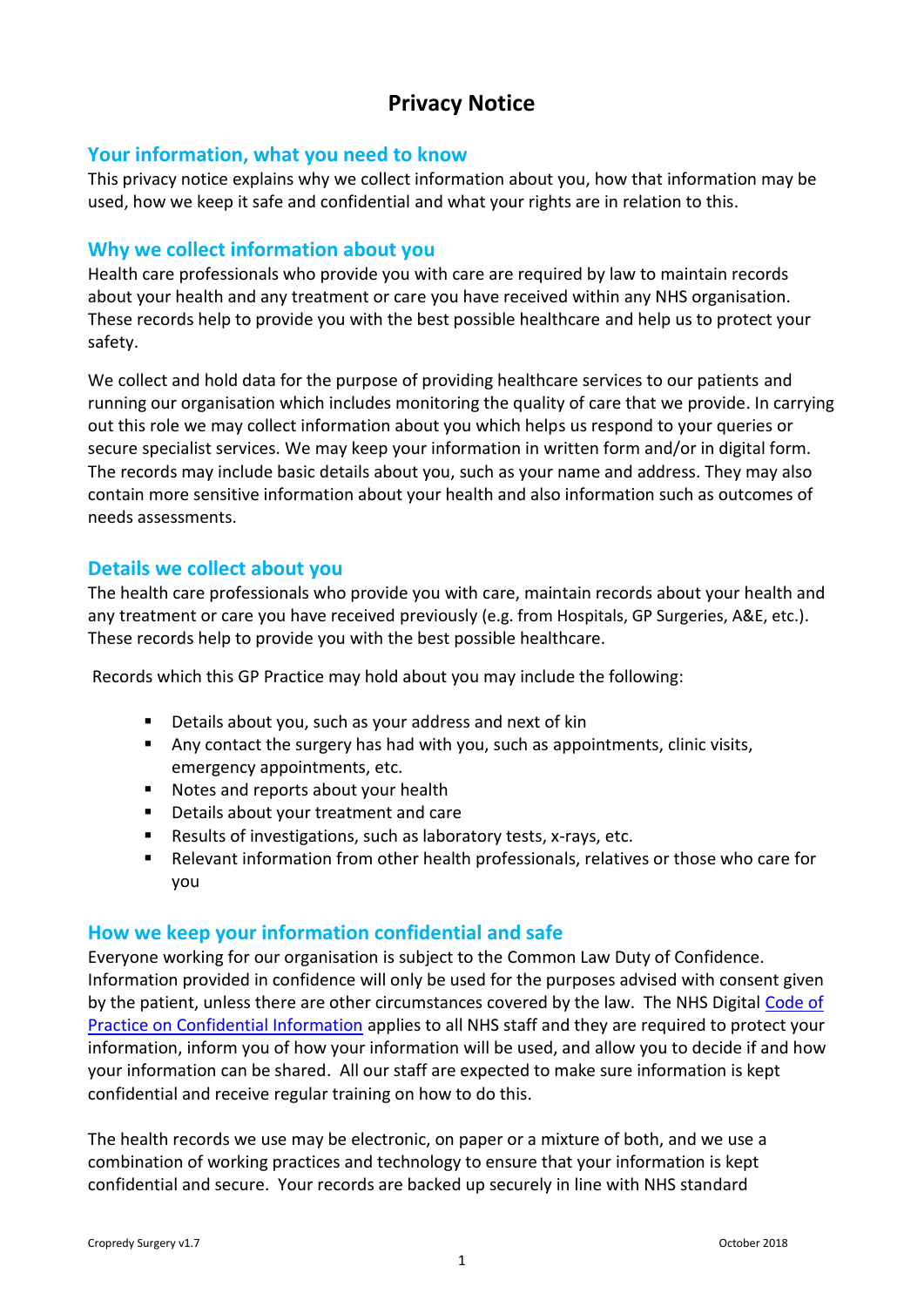# Privacy Notice

## Your information, what you need to know

This privacy notice explains why we collect information about you, how that information may be used, how we keep it safe and confidential and what your rights are in relation to this.

## Why we collect information about you

Health care professionals who provide you with care are required by law to maintain records about your health and any treatment or care you have received within any NHS organisation. These records help to provide you with the best possible healthcare and help us to protect your safety.

We collect and hold data for the purpose of providing healthcare services to our patients and running our organisation which includes monitoring the quality of care that we provide. In carrying out this role we may collect information about you which helps us respond to your queries or secure specialist services. We may keep your information in written form and/or in digital form. The records may include basic details about you, such as your name and address. They may also contain more sensitive information about your health and also information such as outcomes of needs assessments.

## Details we collect about you

The health care professionals who provide you with care, maintain records about your health and any treatment or care you have received previously (e.g. from Hospitals, GP Surgeries, A&E, etc.). These records help to provide you with the best possible healthcare.

Records which this GP Practice may hold about you may include the following:

- Details about you, such as your address and next of kin
- Any contact the surgery has had with you, such as appointments, clinic visits, emergency appointments, etc.
- Notes and reports about your health
- Details about your treatment and care
- Results of investigations, such as laboratory tests, x-rays, etc.
- Relevant information from other health professionals, relatives or those who care for you

## How we keep your information confidential and safe

Everyone working for our organisation is subject to the Common Law Duty of Confidence. Information provided in confidence will only be used for the purposes advised with consent given by the patient, unless there are other circumstances covered by the law. The NHS Digital Code of Practice on Confidential Information applies to all NHS staff and they are required to protect your information, inform you of how your information will be used, and allow you to decide if and how your information can be shared. All our staff are expected to make sure information is kept confidential and receive regular training on how to do this.

The health records we use may be electronic, on paper or a mixture of both, and we use a combination of working practices and technology to ensure that your information is kept confidential and secure. Your records are backed up securely in line with NHS standard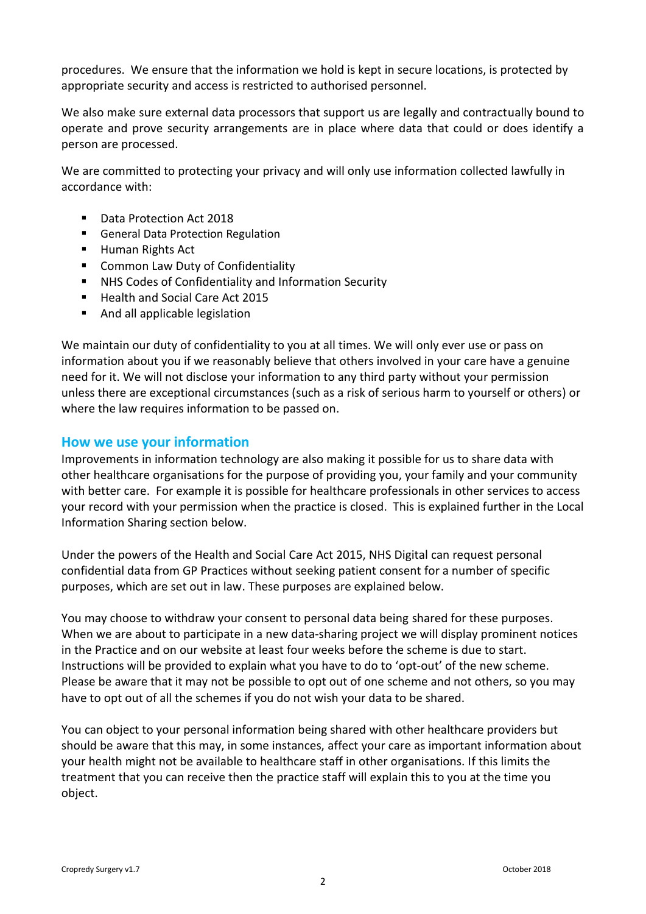procedures. We ensure that the information we hold is kept in secure locations, is protected by appropriate security and access is restricted to authorised personnel.

We also make sure external data processors that support us are legally and contractually bound to operate and prove security arrangements are in place where data that could or does identify a person are processed.

We are committed to protecting your privacy and will only use information collected lawfully in accordance with:

- Data Protection Act 2018
- General Data Protection Regulation
- Human Rights Act
- Common Law Duty of Confidentiality
- NHS Codes of Confidentiality and Information Security
- Health and Social Care Act 2015
- And all applicable legislation

We maintain our duty of confidentiality to you at all times. We will only ever use or pass on information about you if we reasonably believe that others involved in your care have a genuine need for it. We will not disclose your information to any third party without your permission unless there are exceptional circumstances (such as a risk of serious harm to yourself or others) or where the law requires information to be passed on.

## How we use your information

Improvements in information technology are also making it possible for us to share data with other healthcare organisations for the purpose of providing you, your family and your community with better care. For example it is possible for healthcare professionals in other services to access your record with your permission when the practice is closed. This is explained further in the Local Information Sharing section below.

Under the powers of the Health and Social Care Act 2015, NHS Digital can request personal confidential data from GP Practices without seeking patient consent for a number of specific purposes, which are set out in law. These purposes are explained below.

You may choose to withdraw your consent to personal data being shared for these purposes. When we are about to participate in a new data-sharing project we will display prominent notices in the Practice and on our website at least four weeks before the scheme is due to start. Instructions will be provided to explain what you have to do to 'opt-out' of the new scheme. Please be aware that it may not be possible to opt out of one scheme and not others, so you may have to opt out of all the schemes if you do not wish your data to be shared.

You can object to your personal information being shared with other healthcare providers but should be aware that this may, in some instances, affect your care as important information about your health might not be available to healthcare staff in other organisations. If this limits the treatment that you can receive then the practice staff will explain this to you at the time you object.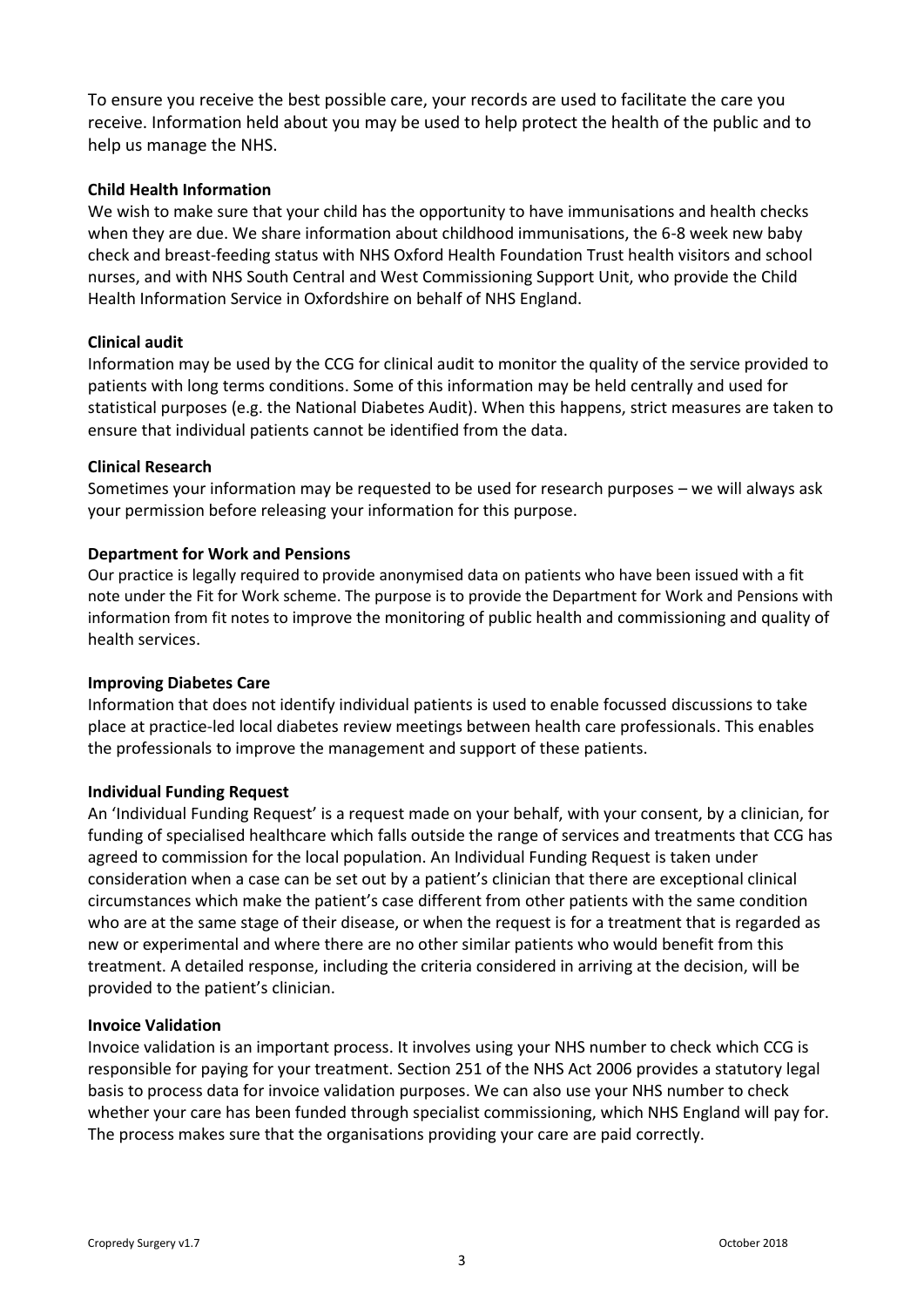To ensure you receive the best possible care, your records are used to facilitate the care you receive. Information held about you may be used to help protect the health of the public and to help us manage the NHS.

**Child Health Information**

We wish to make sure that your child has the opportunity to have immunisations and health checks when they are due. We share information about childhood immunisations, the 6-8 week new baby check and breast-feeding status with NHS Oxford Health Foundation Trust health visitors and school nurses, and with NHS South Central and West Commissioning Support Unit, who provide the Child Health Information Service in Oxfordshire on behalf of NHS England.

**Clinical audit**

Information may be used by the CCG for clinical audit to monitor the quality of the service provided to patients with long terms conditions. Some of this information may be held centrally and used for statistical purposes (e.g. the National Diabetes Audit). When this happens, strict measures are taken to ensure that individual patients cannot be identified from the data.

**Clinical Research**

Sometimes your information may be requested to be used for research purposes – we will always ask your permission before releasing your information for this purpose.

**Department for Work and Pensions**

Our practice is legally required to provide anonymised data on patients who have been issued with a fit note under the Fit for Work scheme. The purpose is to provide the Department for Work and Pensions with information from fit notes to improve the monitoring of public health and commissioning and quality of health services.

**Improving Diabetes Care**

Information that does not identify individual patients is used to enable focussed discussions to take place at practice-led local diabetes review meetings between health care professionals. This enables the professionals to improve the management and support of these patients.

**Individual Funding Request**

An 'Individual Funding Request' is a request made on your behalf, with your consent, by a clinician, for funding of specialised healthcare which falls outside the range of services and treatments that CCG has agreed to commission for the local population. An Individual Funding Request is taken under consideration when a case can be set out by a patient's clinician that there are exceptional clinical circumstances which make the patient's case different from other patients with the same condition who are at the same stage of their disease, or when the request is for a treatment that is regarded as new or experimental and where there are no other similar patients who would benefit from this treatment. A detailed response, including the criteria considered in arriving at the decision, will be provided to the patient's clinician.

**Invoice Validation**

Invoice validation is an important process. It involves using your NHS number to check which CCG is responsible for paying for your treatment. Section 251 of the NHS Act 2006 provides a statutory legal basis to process data for invoice validation purposes. We can also use your NHS number to check whether your care has been funded through specialist commissioning, which NHS England will pay for. The process makes sure that the organisations providing your care are paid correctly.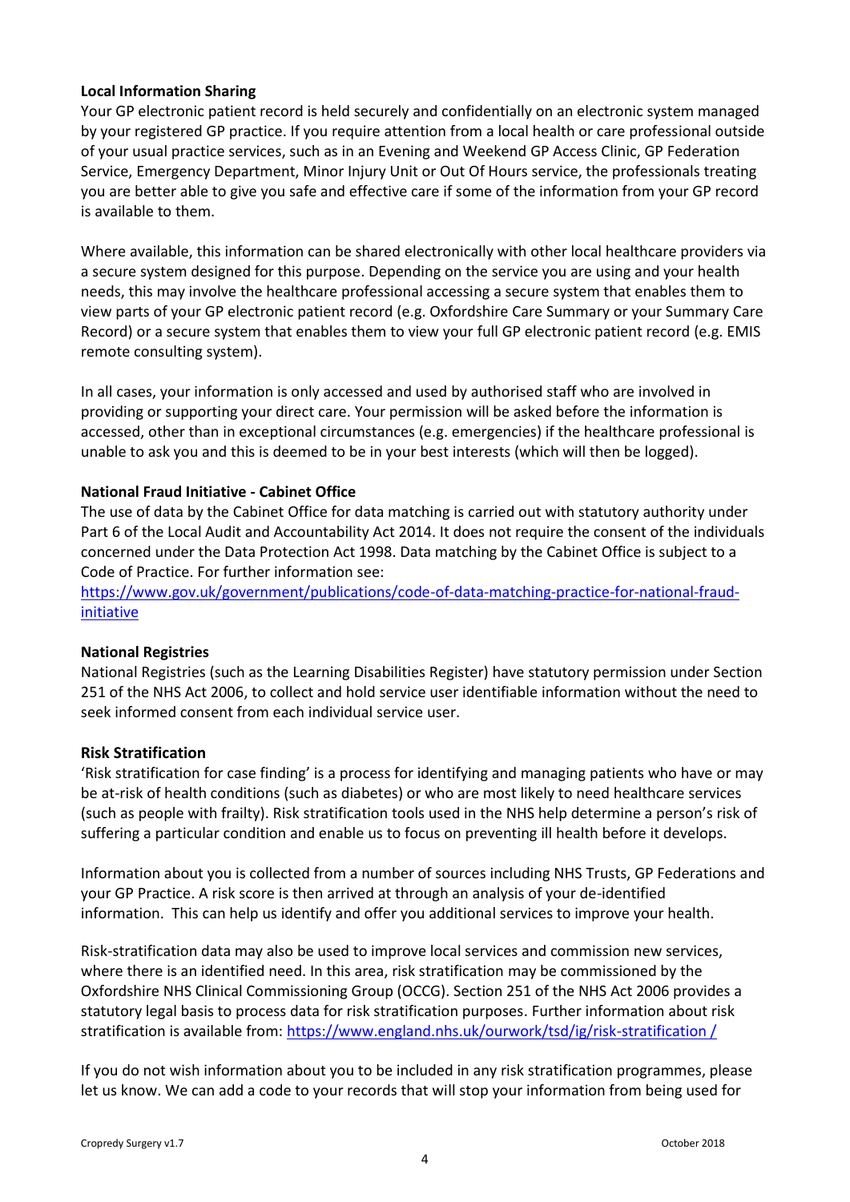**Local Information Sharing**

Your GP electronic patient record is held securely and confidentially on an electronic system managed by your registered GP practice. If you require attention from a local health or care professional outside of your usual practice services, such as in an Evening and Weekend GP Access Clinic, GP Federation Service, Emergency Department, Minor Injury Unit or Out Of Hours service, the professionals treating you are better able to give you safe and effective care if some of the information from your GP record is available to them.

Where available, this information can be shared electronically with other local healthcare providers via a secure system designed for this purpose. Depending on the service you are using and your health needs, this may involve the healthcare professional accessing a secure system that enables them to view parts of your GP electronic patient record (e.g. Oxfordshire Care Summary or your Summary Care Record) or a secure system that enables them to view your full GP electronic patient record (e.g. EMIS remote consulting system).

In all cases, your information is only accessed and used by authorised staff who are involved in providing or supporting your direct care. Your permission will be asked before the information is accessed, other than in exceptional circumstances (e.g. emergencies) if the healthcare professional is unable to ask you and this is deemed to be in your best interests (which will then be logged).

**National Fraud Initiative - Cabinet Office**

The use of data by the Cabinet Office for data matching is carried out with statutory authority under Part 6 of the Local Audit and Accountability Act 2014. It does not require the consent of the individuals concerned under the Data Protection Act 1998. Data matching by the Cabinet Office is subject to a Code of Practice. For further information see:
[https://www.gov.uk/government/publications/code-of-data-matching-practice-for-national-fraud-initiative](https://www.gov.uk/government/publications/code-of-data-matching-practice-for-national-fraud-initiative)

**National Registries**

National Registries (such as the Learning Disabilities Register) have statutory permission under Section 251 of the NHS Act 2006, to collect and hold service user identifiable information without the need to seek informed consent from each individual service user.

**Risk Stratification**

'Risk stratification for case finding' is a process for identifying and managing patients who have or may be at-risk of health conditions (such as diabetes) or who are most likely to need healthcare services (such as people with frailty). Risk stratification tools used in the NHS help determine a person's risk of suffering a particular condition and enable us to focus on preventing ill health before it develops.

Information about you is collected from a number of sources including NHS Trusts, GP Federations and your GP Practice. A risk score is then arrived at through an analysis of your de-identified information. This can help us identify and offer you additional services to improve your health.

Risk-stratification data may also be used to improve local services and commission new services, where there is an identified need. In this area, risk stratification may be commissioned by the Oxfordshire NHS Clinical Commissioning Group (OCCG). Section 251 of the NHS Act 2006 provides a statutory legal basis to process data for risk stratification purposes. Further information about risk stratification is available from: [https://www.england.nhs.uk/ourwork/tsd/ig/risk-stratification /](https://www.england.nhs.uk/ourwork/tsd/ig/risk-stratification/)

If you do not wish information about you to be included in any risk stratification programmes, please let us know. We can add a code to your records that will stop your information from being used for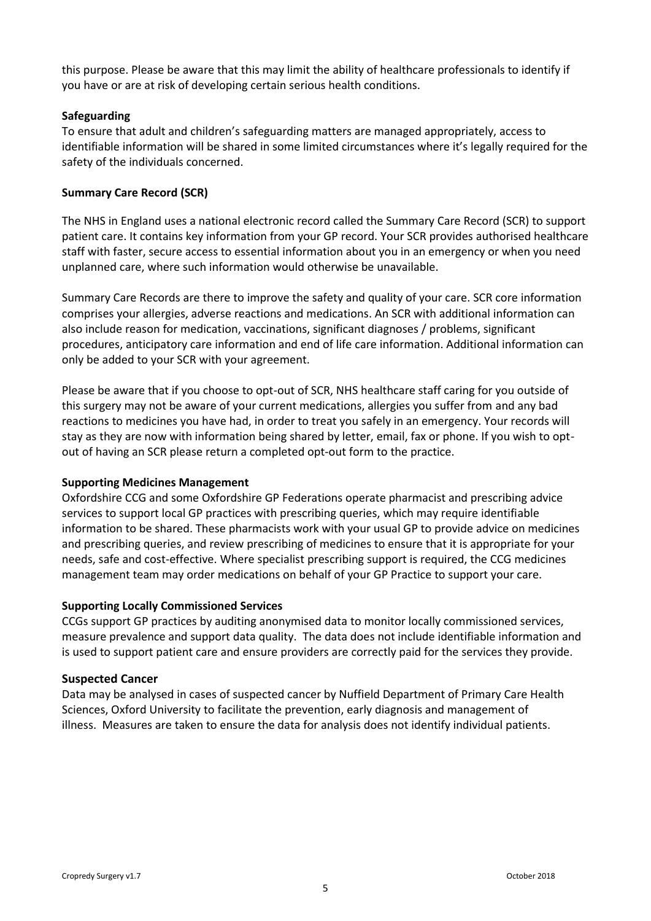this purpose. Please be aware that this may limit the ability of healthcare professionals to identify if you have or are at risk of developing certain serious health conditions.

**Safeguarding**

To ensure that adult and children's safeguarding matters are managed appropriately, access to identifiable information will be shared in some limited circumstances where it's legally required for the safety of the individuals concerned.

**Summary Care Record (SCR)**

The NHS in England uses a national electronic record called the Summary Care Record (SCR) to support patient care. It contains key information from your GP record. Your SCR provides authorised healthcare staff with faster, secure access to essential information about you in an emergency or when you need unplanned care, where such information would otherwise be unavailable.

Summary Care Records are there to improve the safety and quality of your care. SCR core information comprises your allergies, adverse reactions and medications. An SCR with additional information can also include reason for medication, vaccinations, significant diagnoses / problems, significant procedures, anticipatory care information and end of life care information. Additional information can only be added to your SCR with your agreement.

Please be aware that if you choose to opt-out of SCR, NHS healthcare staff caring for you outside of this surgery may not be aware of your current medications, allergies you suffer from and any bad reactions to medicines you have had, in order to treat you safely in an emergency. Your records will stay as they are now with information being shared by letter, email, fax or phone. If you wish to opt-out of having an SCR please return a completed opt-out form to the practice.

**Supporting Medicines Management**

Oxfordshire CCG and some Oxfordshire GP Federations operate pharmacist and prescribing advice services to support local GP practices with prescribing queries, which may require identifiable information to be shared. These pharmacists work with your usual GP to provide advice on medicines and prescribing queries, and review prescribing of medicines to ensure that it is appropriate for your needs, safe and cost-effective. Where specialist prescribing support is required, the CCG medicines management team may order medications on behalf of your GP Practice to support your care.

**Supporting Locally Commissioned Services**

CCGs support GP practices by auditing anonymised data to monitor locally commissioned services, measure prevalence and support data quality. The data does not include identifiable information and is used to support patient care and ensure providers are correctly paid for the services they provide.

**Suspected Cancer**

Data may be analysed in cases of suspected cancer by Nuffield Department of Primary Care Health Sciences, Oxford University to facilitate the prevention, early diagnosis and management of illness. Measures are taken to ensure the data for analysis does not identify individual patients.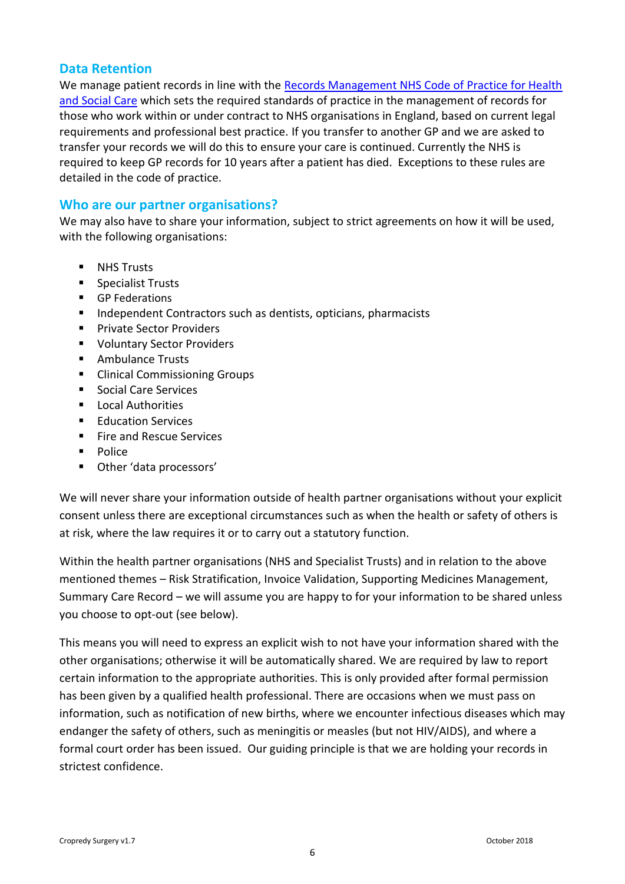## Data Retention

We manage patient records in line with the [Records Management NHS Code of Practice for Health and Social Care]() which sets the required standards of practice in the management of records for those who work within or under contract to NHS organisations in England, based on current legal requirements and professional best practice. If you transfer to another GP and we are asked to transfer your records we will do this to ensure your care is continued. Currently the NHS is required to keep GP records for 10 years after a patient has died. Exceptions to these rules are detailed in the code of practice.

## Who are our partner organisations?

We may also have to share your information, subject to strict agreements on how it will be used, with the following organisations:

- NHS Trusts
- Specialist Trusts
- GP Federations
- Independent Contractors such as dentists, opticians, pharmacists
- Private Sector Providers
- Voluntary Sector Providers
- Ambulance Trusts
- Clinical Commissioning Groups
- Social Care Services
- Local Authorities
- Education Services
- Fire and Rescue Services
- Police
- Other 'data processors'

We will never share your information outside of health partner organisations without your explicit consent unless there are exceptional circumstances such as when the health or safety of others is at risk, where the law requires it or to carry out a statutory function.

Within the health partner organisations (NHS and Specialist Trusts) and in relation to the above mentioned themes – Risk Stratification, Invoice Validation, Supporting Medicines Management, Summary Care Record – we will assume you are happy to for your information to be shared unless you choose to opt-out (see below).

This means you will need to express an explicit wish to not have your information shared with the other organisations; otherwise it will be automatically shared. We are required by law to report certain information to the appropriate authorities. This is only provided after formal permission has been given by a qualified health professional. There are occasions when we must pass on information, such as notification of new births, where we encounter infectious diseases which may endanger the safety of others, such as meningitis or measles (but not HIV/AIDS), and where a formal court order has been issued. Our guiding principle is that we are holding your records in strictest confidence.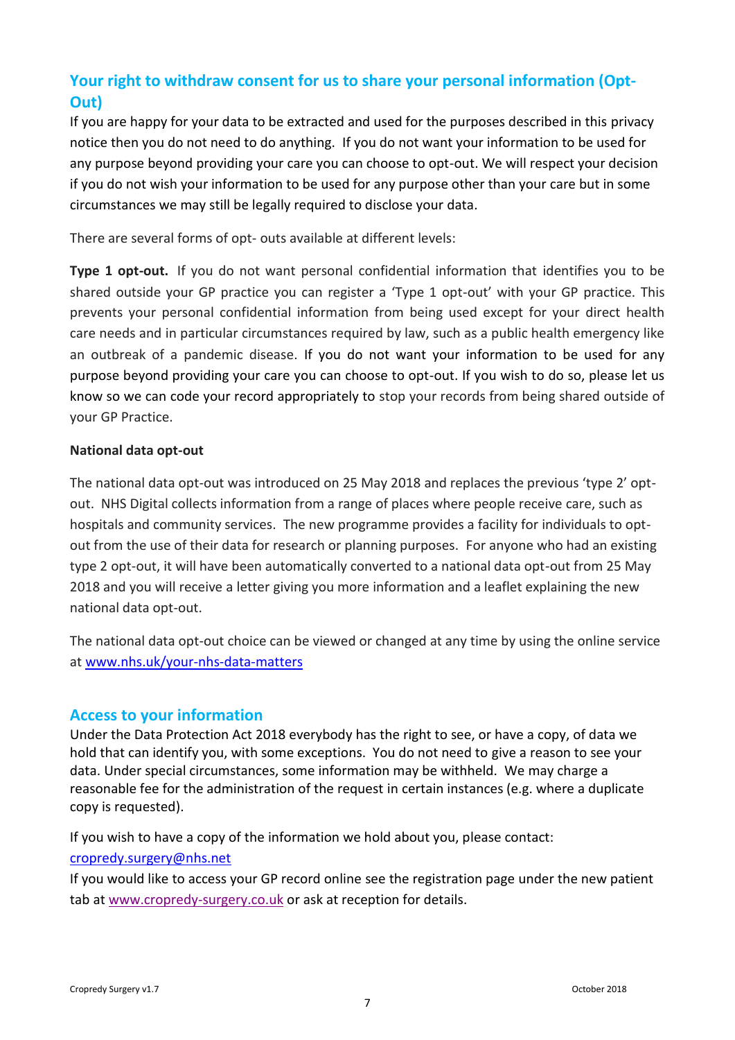## Your right to withdraw consent for us to share your personal information (Opt-Out)

If you are happy for your data to be extracted and used for the purposes described in this privacy notice then you do not need to do anything. If you do not want your information to be used for any purpose beyond providing your care you can choose to opt-out. We will respect your decision if you do not wish your information to be used for any purpose other than your care but in some circumstances we may still be legally required to disclose your data.

There are several forms of opt- outs available at different levels:

**Type 1 opt-out.** If you do not want personal confidential information that identifies you to be shared outside your GP practice you can register a 'Type 1 opt-out' with your GP practice. This prevents your personal confidential information from being used except for your direct health care needs and in particular circumstances required by law, such as a public health emergency like an outbreak of a pandemic disease. If you do not want your information to be used for any purpose beyond providing your care you can choose to opt-out. If you wish to do so, please let us know so we can code your record appropriately to stop your records from being shared outside of your GP Practice.

**National data opt-out**

The national data opt-out was introduced on 25 May 2018 and replaces the previous 'type 2' opt-out. NHS Digital collects information from a range of places where people receive care, such as hospitals and community services. The new programme provides a facility for individuals to opt-out from the use of their data for research or planning purposes. For anyone who had an existing type 2 opt-out, it will have been automatically converted to a national data opt-out from 25 May 2018 and you will receive a letter giving you more information and a leaflet explaining the new national data opt-out.

The national data opt-out choice can be viewed or changed at any time by using the online service at [www.nhs.uk/your-nhs-data-matters](http://www.nhs.uk/your-nhs-data-matters)

## Access to your information

Under the Data Protection Act 2018 everybody has the right to see, or have a copy, of data we hold that can identify you, with some exceptions. You do not need to give a reason to see your data. Under special circumstances, some information may be withheld. We may charge a reasonable fee for the administration of the request in certain instances (e.g. where a duplicate copy is requested).

If you wish to have a copy of the information we hold about you, please contact:
[cropredy.surgery@nhs.net](mailto:cropredy.surgery@nhs.net)
If you would like to access your GP record online see the registration page under the new patient tab at [www.cropredy-surgery.co.uk](http://www.cropredy-surgery.co.uk) or ask at reception for details.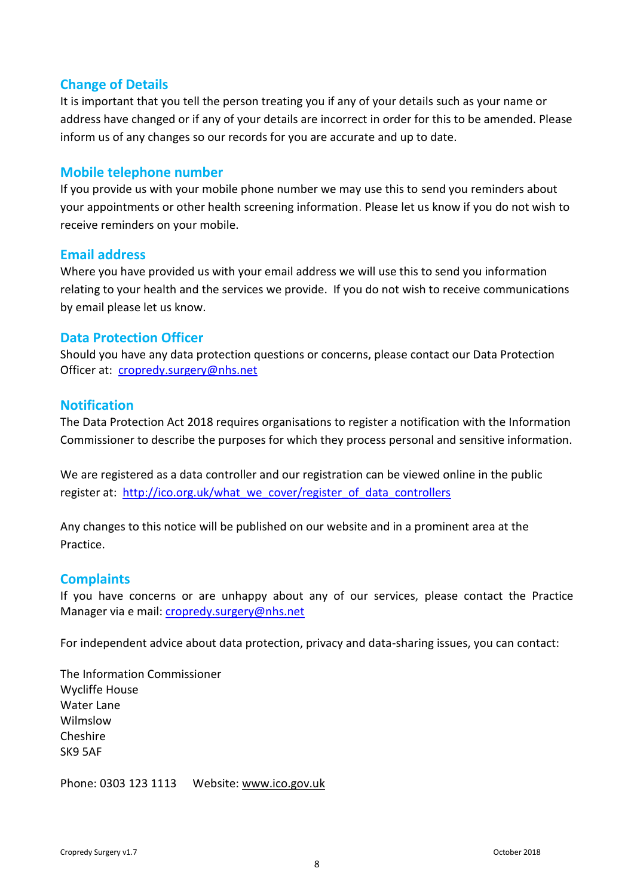## Change of Details

It is important that you tell the person treating you if any of your details such as your name or address have changed or if any of your details are incorrect in order for this to be amended. Please inform us of any changes so our records for you are accurate and up to date.

## Mobile telephone number

If you provide us with your mobile phone number we may use this to send you reminders about your appointments or other health screening information. Please let us know if you do not wish to receive reminders on your mobile.

## Email address

Where you have provided us with your email address we will use this to send you information relating to your health and the services we provide. If you do not wish to receive communications by email please let us know.

## Data Protection Officer

Should you have any data protection questions or concerns, please contact our Data Protection Officer at: cropredy.surgery@nhs.net

## Notification

The Data Protection Act 2018 requires organisations to register a notification with the Information Commissioner to describe the purposes for which they process personal and sensitive information.

We are registered as a data controller and our registration can be viewed online in the public register at: http://ico.org.uk/what_we_cover/register_of_data_controllers

Any changes to this notice will be published on our website and in a prominent area at the Practice.

## Complaints

If you have concerns or are unhappy about any of our services, please contact the Practice Manager via e mail: cropredy.surgery@nhs.net

For independent advice about data protection, privacy and data-sharing issues, you can contact:

The Information Commissioner
Wycliffe House
Water Lane
Wilmslow
Cheshire
SK9 5AF

Phone: 0303 123 1113 Website: www.ico.gov.uk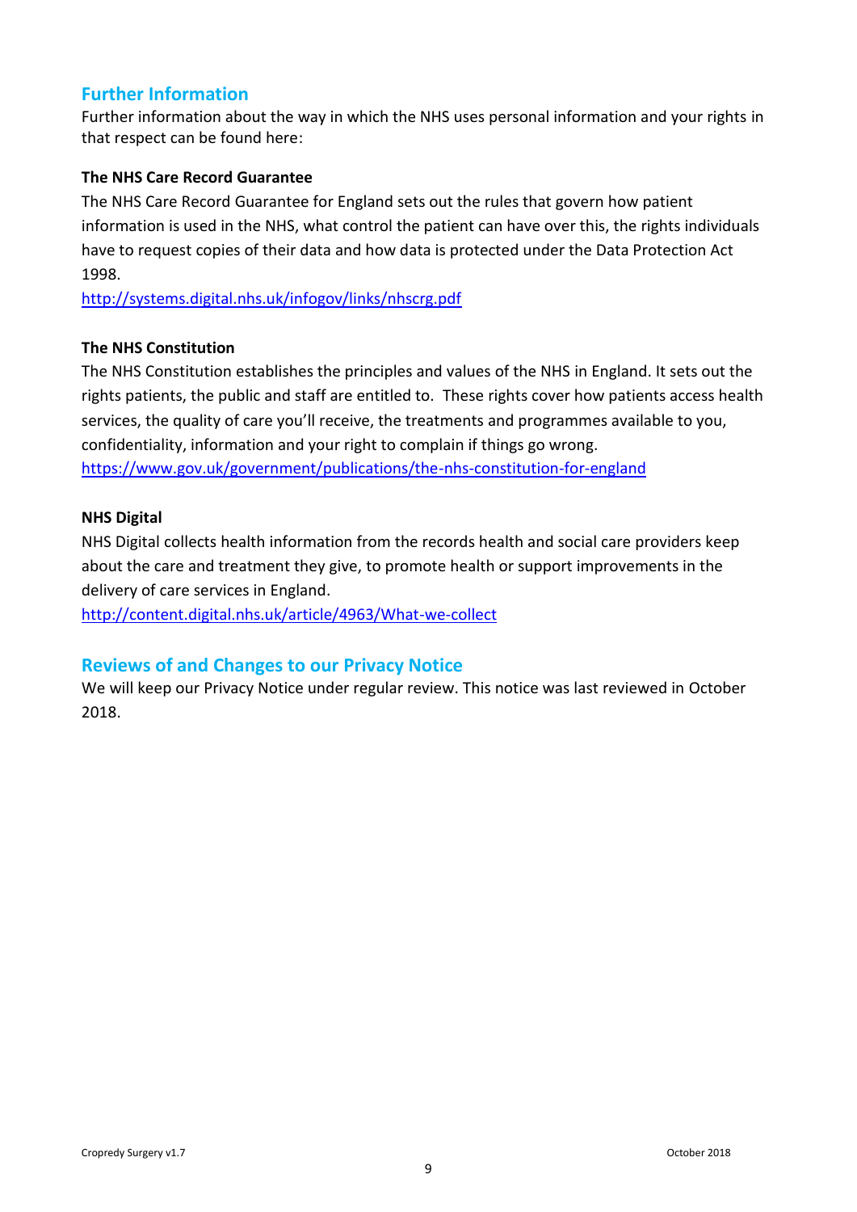## Further Information

Further information about the way in which the NHS uses personal information and your rights in that respect can be found here:

**The NHS Care Record Guarantee**

The NHS Care Record Guarantee for England sets out the rules that govern how patient information is used in the NHS, what control the patient can have over this, the rights individuals have to request copies of their data and how data is protected under the Data Protection Act 1998.

http://systems.digital.nhs.uk/infogov/links/nhscrg.pdf

**The NHS Constitution**

The NHS Constitution establishes the principles and values of the NHS in England. It sets out the rights patients, the public and staff are entitled to. These rights cover how patients access health services, the quality of care you'll receive, the treatments and programmes available to you, confidentiality, information and your right to complain if things go wrong.

https://www.gov.uk/government/publications/the-nhs-constitution-for-england

**NHS Digital**

NHS Digital collects health information from the records health and social care providers keep about the care and treatment they give, to promote health or support improvements in the delivery of care services in England.

http://content.digital.nhs.uk/article/4963/What-we-collect

## Reviews of and Changes to our Privacy Notice

We will keep our Privacy Notice under regular review. This notice was last reviewed in October 2018.